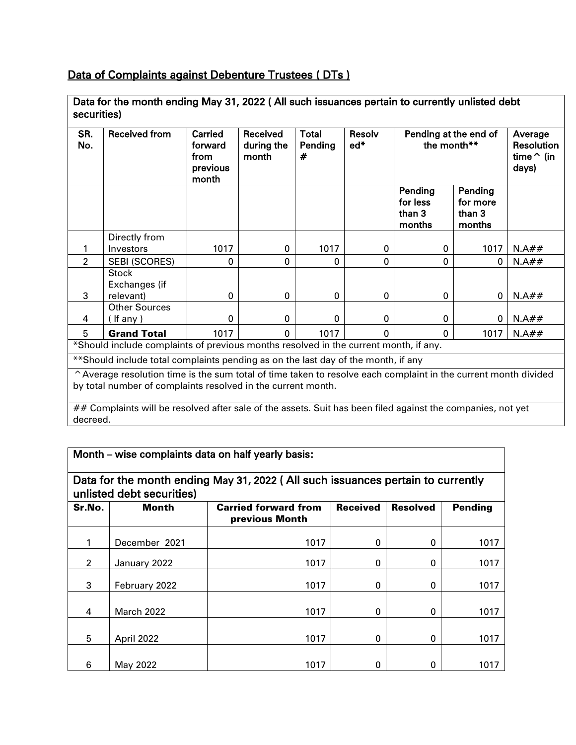## Data of Complaints against Debenture Trustees ( DTs )

| Data for the month ending May 31, 2022 ( All such issuances pertain to currently unlisted debt securities) | | | | | | | | |
|---|---|---|---|---|---|---|---|---|
| SR. No. | Received from | Carried forward from previous month | Received during the month | Total Pending # | Resolved* | Pending at the end of the month** | | Average Resolution time^ (in days) |
| | | | | | | Pending for less than 3 months | Pending for more than 3 months | |
| 1 | Directly from Investors | 1017 | 0 | 1017 | 0 | 0 | 1017 | N.A## |
| 2 | SEBI (SCORES) | 0 | 0 | 0 | 0 | 0 | 0 | N.A## |
| 3 | Stock Exchanges (if relevant) | 0 | 0 | 0 | 0 | 0 | 0 | N.A## |
| 4 | Other Sources ( If any ) | 0 | 0 | 0 | 0 | 0 | 0 | N.A## |
| 5 | **Grand Total** | 1017 | 0 | 1017 | 0 | 0 | 1017 | N.A## |

*Should include complaints of previous months resolved in the current month, if any.

**Should include total complaints pending as on the last day of the month, if any

^Average resolution time is the sum total of time taken to resolve each complaint in the current month divided by total number of complaints resolved in the current month.

## Complaints will be resolved after sale of the assets. Suit has been filed against the companies, not yet decreed.

**Month – wise complaints data on half yearly basis:**

**Data for the month ending May 31, 2022 ( All such issuances pertain to currently unlisted debt securities)**

| Sr.No. | Month | Carried forward from previous Month | Received | Resolved | Pending |
|---|---|---|---|---|---|
| 1 | December 2021 | 1017 | 0 | 0 | 1017 |
| 2 | January 2022 | 1017 | 0 | 0 | 1017 |
| 3 | February 2022 | 1017 | 0 | 0 | 1017 |
| 4 | March 2022 | 1017 | 0 | 0 | 1017 |
| 5 | April 2022 | 1017 | 0 | 0 | 1017 |
| 6 | May 2022 | 1017 | 0 | 0 | 1017 |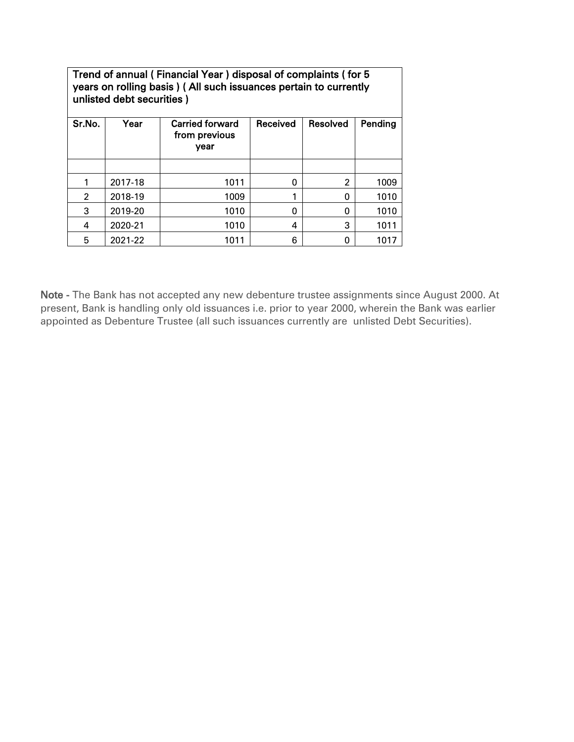**Trend of annual ( Financial Year ) disposal of complaints ( for 5 years on rolling basis ) ( All such issuances pertain to currently unlisted debt securities )**

| Sr.No. | Year | Carried forward from previous year | Received | Resolved | Pending |
|---|---|---|---|---|---|
| | | | | | |
| 1 | 2017-18 | 1011 | 0 | 2 | 1009 |
| 2 | 2018-19 | 1009 | 1 | 0 | 1010 |
| 3 | 2019-20 | 1010 | 0 | 0 | 1010 |
| 4 | 2020-21 | 1010 | 4 | 3 | 1011 |
| 5 | 2021-22 | 1011 | 6 | 0 | 1017 |

**Note -** The Bank has not accepted any new debenture trustee assignments since August 2000. At present, Bank is handling only old issuances i.e. prior to year 2000, wherein the Bank was earlier appointed as Debenture Trustee (all such issuances currently are unlisted Debt Securities).